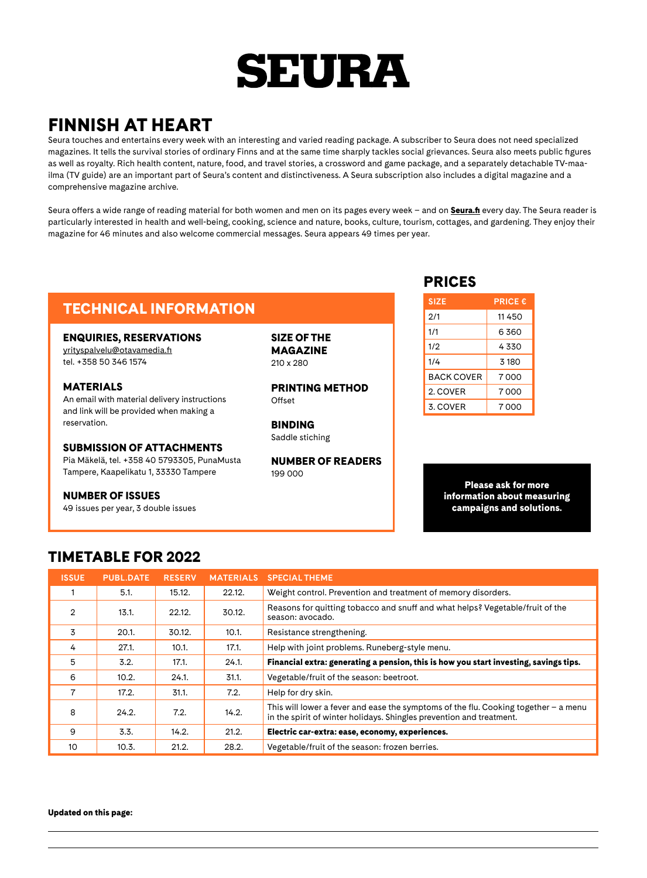# SEURA

## FINNISH AT HEART

Seura touches and entertains every week with an interesting and varied reading package. A subscriber to Seura does not need specialized magazines. It tells the survival stories of ordinary Finns and at the same time sharply tackles social grievances. Seura also meets public figures as well as royalty. Rich health content, nature, food, and travel stories, a crossword and game package, and a separately detachable TV-maa-ilma (TV guide) are an important part of Seura's content and distinctiveness. A Seura subscription also includes a digital magazine and a comprehensive magazine archive.

Seura offers a wide range of reading material for both women and men on its pages every week – and on **Seura.fi** every day. The Seura reader is particularly interested in health and well-being, cooking, science and nature, books, culture, tourism, cottages, and gardening. They enjoy their magazine for 46 minutes and also welcome commercial messages. Seura appears 49 times per year.

## TECHNICAL INFORMATION

### ENQUIRIES, RESERVATIONS
yrityspalvelu@otavamedia.fi
tel. +358 50 346 1574

### MATERIALS
An email with material delivery instructions and link will be provided when making a reservation.

### SUBMISSION OF ATTACHMENTS
Pia Mäkelä, tel. +358 40 5793305, PunaMusta Tampere, Kaapelikatu 1, 33330 Tampere

### NUMBER OF ISSUES
49 issues per year, 3 double issues

### SIZE OF THE MAGAZINE
210 x 280

### PRINTING METHOD
Offset

### BINDING
Saddle stiching

### NUMBER OF READERS
199 000

## PRICES

| SIZE | PRICE € |
|---|---|
| 2/1 | 11 450 |
| 1/1 | 6 360 |
| 1/2 | 4 330 |
| 1/4 | 3 180 |
| BACK COVER | 7 000 |
| 2. COVER | 7 000 |
| 3. COVER | 7 000 |

**Please ask for more information about measuring campaigns and solutions.**

## TIMETABLE FOR 2022

| ISSUE | PUBL.DATE | RESERV | MATERIALS | SPECIAL THEME |
|---|---|---|---|---|
| 1 | 5.1. | 15.12. | 22.12. | Weight control. Prevention and treatment of memory disorders. |
| 2 | 13.1. | 22.12. | 30.12. | Reasons for quitting tobacco and snuff and what helps? Vegetable/fruit of the season: avocado. |
| 3 | 20.1. | 30.12. | 10.1. | Resistance strengthening. |
| 4 | 27.1. | 10.1. | 17.1. | Help with joint problems. Runeberg-style menu. |
| 5 | 3.2. | 17.1. | 24.1. | **Financial extra: generating a pension, this is how you start investing, savings tips.** |
| 6 | 10.2. | 24.1. | 31.1. | Vegetable/fruit of the season: beetroot. |
| 7 | 17.2. | 31.1. | 7.2. | Help for dry skin. |
| 8 | 24.2. | 7.2. | 14.2. | This will lower a fever and ease the symptoms of the flu. Cooking together – a menu in the spirit of winter holidays. Shingles prevention and treatment. |
| 9 | 3.3. | 14.2. | 21.2. | **Electric car-extra: ease, economy, experiences.** |
| 10 | 10.3. | 21.2. | 28.2. | Vegetable/fruit of the season: frozen berries. |

**Updated on this page:**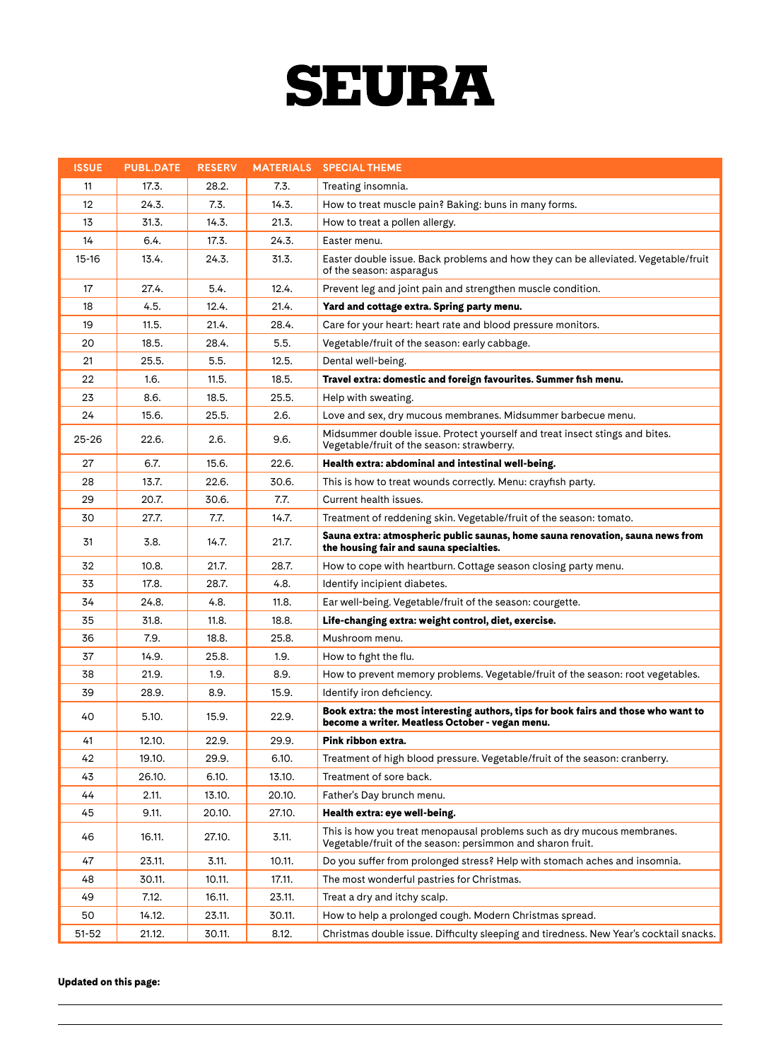# SEURA

| ISSUE | PUBL.DATE | RESERV | MATERIALS | SPECIAL THEME |
|---|---|---|---|---|
| 11 | 17.3. | 28.2. | 7.3. | Treating insomnia. |
| 12 | 24.3. | 7.3. | 14.3. | How to treat muscle pain? Baking: buns in many forms. |
| 13 | 31.3. | 14.3. | 21.3. | How to treat a pollen allergy. |
| 14 | 6.4. | 17.3. | 24.3. | Easter menu. |
| 15-16 | 13.4. | 24.3. | 31.3. | Easter double issue. Back problems and how they can be alleviated. Vegetable/fruit of the season: asparagus |
| 17 | 27.4. | 5.4. | 12.4. | Prevent leg and joint pain and strengthen muscle condition. |
| 18 | 4.5. | 12.4. | 21.4. | **Yard and cottage extra. Spring party menu.** |
| 19 | 11.5. | 21.4. | 28.4. | Care for your heart: heart rate and blood pressure monitors. |
| 20 | 18.5. | 28.4. | 5.5. | Vegetable/fruit of the season: early cabbage. |
| 21 | 25.5. | 5.5. | 12.5. | Dental well-being. |
| 22 | 1.6. | 11.5. | 18.5. | **Travel extra: domestic and foreign favourites. Summer fish menu.** |
| 23 | 8.6. | 18.5. | 25.5. | Help with sweating. |
| 24 | 15.6. | 25.5. | 2.6. | Love and sex, dry mucous membranes. Midsummer barbecue menu. |
| 25-26 | 22.6. | 2.6. | 9.6. | Midsummer double issue. Protect yourself and treat insect stings and bites. Vegetable/fruit of the season: strawberry. |
| 27 | 6.7. | 15.6. | 22.6. | **Health extra: abdominal and intestinal well-being.** |
| 28 | 13.7. | 22.6. | 30.6. | This is how to treat wounds correctly. Menu: crayfish party. |
| 29 | 20.7. | 30.6. | 7.7. | Current health issues. |
| 30 | 27.7. | 7.7. | 14.7. | Treatment of reddening skin. Vegetable/fruit of the season: tomato. |
| 31 | 3.8. | 14.7. | 21.7. | **Sauna extra: atmospheric public saunas, home sauna renovation, sauna news from the housing fair and sauna specialties.** |
| 32 | 10.8. | 21.7. | 28.7. | How to cope with heartburn. Cottage season closing party menu. |
| 33 | 17.8. | 28.7. | 4.8. | Identify incipient diabetes. |
| 34 | 24.8. | 4.8. | 11.8. | Ear well-being. Vegetable/fruit of the season: courgette. |
| 35 | 31.8. | 11.8. | 18.8. | **Life-changing extra: weight control, diet, exercise.** |
| 36 | 7.9. | 18.8. | 25.8. | Mushroom menu. |
| 37 | 14.9. | 25.8. | 1.9. | How to fight the flu. |
| 38 | 21.9. | 1.9. | 8.9. | How to prevent memory problems. Vegetable/fruit of the season: root vegetables. |
| 39 | 28.9. | 8.9. | 15.9. | Identify iron deficiency. |
| 40 | 5.10. | 15.9. | 22.9. | **Book extra: the most interesting authors, tips for book fairs and those who want to become a writer. Meatless October - vegan menu.** |
| 41 | 12.10. | 22.9. | 29.9. | **Pink ribbon extra.** |
| 42 | 19.10. | 29.9. | 6.10. | Treatment of high blood pressure. Vegetable/fruit of the season: cranberry. |
| 43 | 26.10. | 6.10. | 13.10. | Treatment of sore back. |
| 44 | 2.11. | 13.10. | 20.10. | Father's Day brunch menu. |
| 45 | 9.11. | 20.10. | 27.10. | **Health extra: eye well-being.** |
| 46 | 16.11. | 27.10. | 3.11. | This is how you treat menopausal problems such as dry mucous membranes. Vegetable/fruit of the season: persimmon and sharon fruit. |
| 47 | 23.11. | 3.11. | 10.11. | Do you suffer from prolonged stress? Help with stomach aches and insomnia. |
| 48 | 30.11. | 10.11. | 17.11. | The most wonderful pastries for Christmas. |
| 49 | 7.12. | 16.11. | 23.11. | Treat a dry and itchy scalp. |
| 50 | 14.12. | 23.11. | 30.11. | How to help a prolonged cough. Modern Christmas spread. |
| 51-52 | 21.12. | 30.11. | 8.12. | Christmas double issue. Difficulty sleeping and tiredness. New Year's cocktail snacks. |

**Updated on this page:**